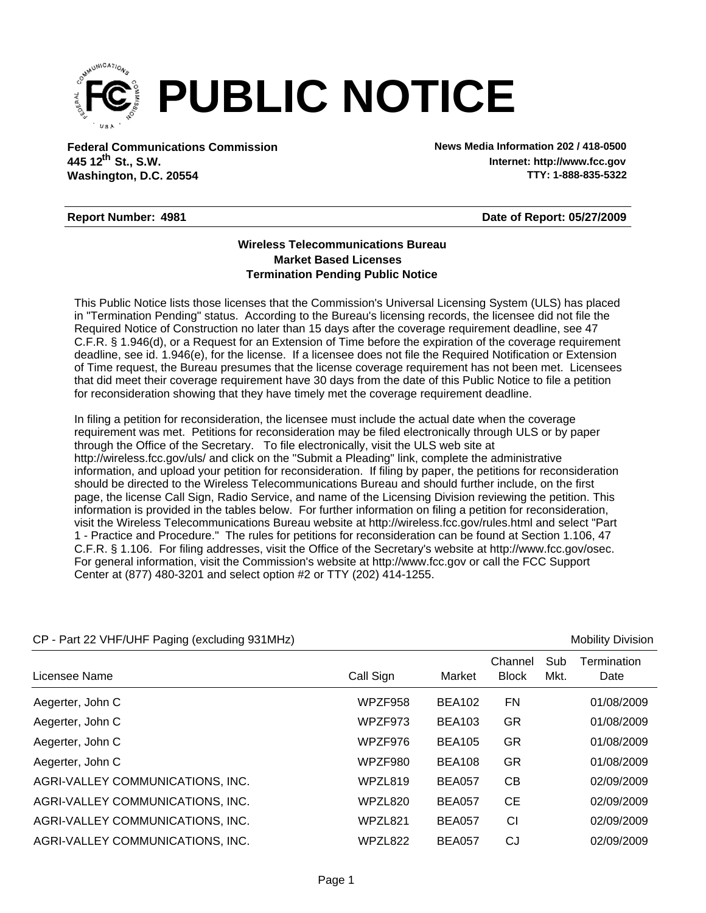# PUBLIC NOTICE

**Federal Communications Commission**
**445 12th St., S.W.**
**Washington, D.C. 20554**

**News Media Information 202 / 418-0500**
**Internet: http://www.fcc.gov**
**TTY: 1-888-835-5322**

**Report Number: 4981** **Date of Report: 05/27/2009**

**Wireless Telecommunications Bureau**
**Market Based Licenses**
**Termination Pending Public Notice**

This Public Notice lists those licenses that the Commission's Universal Licensing System (ULS) has placed in "Termination Pending" status. According to the Bureau's licensing records, the licensee did not file the Required Notice of Construction no later than 15 days after the coverage requirement deadline, see 47 C.F.R. § 1.946(d), or a Request for an Extension of Time before the expiration of the coverage requirement deadline, see id. 1.946(e), for the license. If a licensee does not file the Required Notification or Extension of Time request, the Bureau presumes that the license coverage requirement has not been met. Licensees that did meet their coverage requirement have 30 days from the date of this Public Notice to file a petition for reconsideration showing that they have timely met the coverage requirement deadline.

In filing a petition for reconsideration, the licensee must include the actual date when the coverage requirement was met. Petitions for reconsideration may be filed electronically through ULS or by paper through the Office of the Secretary. To file electronically, visit the ULS web site at http://wireless.fcc.gov/uls/ and click on the "Submit a Pleading" link, complete the administrative information, and upload your petition for reconsideration. If filing by paper, the petitions for reconsideration should be directed to the Wireless Telecommunications Bureau and should further include, on the first page, the license Call Sign, Radio Service, and name of the Licensing Division reviewing the petition. This information is provided in the tables below. For further information on filing a petition for reconsideration, visit the Wireless Telecommunications Bureau website at http://wireless.fcc.gov/rules.html and select "Part 1 - Practice and Procedure." The rules for petitions for reconsideration can be found at Section 1.106, 47 C.F.R. § 1.106. For filing addresses, visit the Office of the Secretary's website at http://www.fcc.gov/osec. For general information, visit the Commission's website at http://www.fcc.gov or call the FCC Support Center at (877) 480-3201 and select option #2 or TTY (202) 414-1255.

CP - Part 22 VHF/UHF Paging (excluding 931MHz) — Mobility Division

| Licensee Name | Call Sign | Market | Channel Block | Sub Mkt. | Termination Date |
|---|---|---|---|---|---|
| Aegerter, John C | WPZF958 | BEA102 | FN | | 01/08/2009 |
| Aegerter, John C | WPZF973 | BEA103 | GR | | 01/08/2009 |
| Aegerter, John C | WPZF976 | BEA105 | GR | | 01/08/2009 |
| Aegerter, John C | WPZF980 | BEA108 | GR | | 01/08/2009 |
| AGRI-VALLEY COMMUNICATIONS, INC. | WPZL819 | BEA057 | CB | | 02/09/2009 |
| AGRI-VALLEY COMMUNICATIONS, INC. | WPZL820 | BEA057 | CE | | 02/09/2009 |
| AGRI-VALLEY COMMUNICATIONS, INC. | WPZL821 | BEA057 | CI | | 02/09/2009 |
| AGRI-VALLEY COMMUNICATIONS, INC. | WPZL822 | BEA057 | CJ | | 02/09/2009 |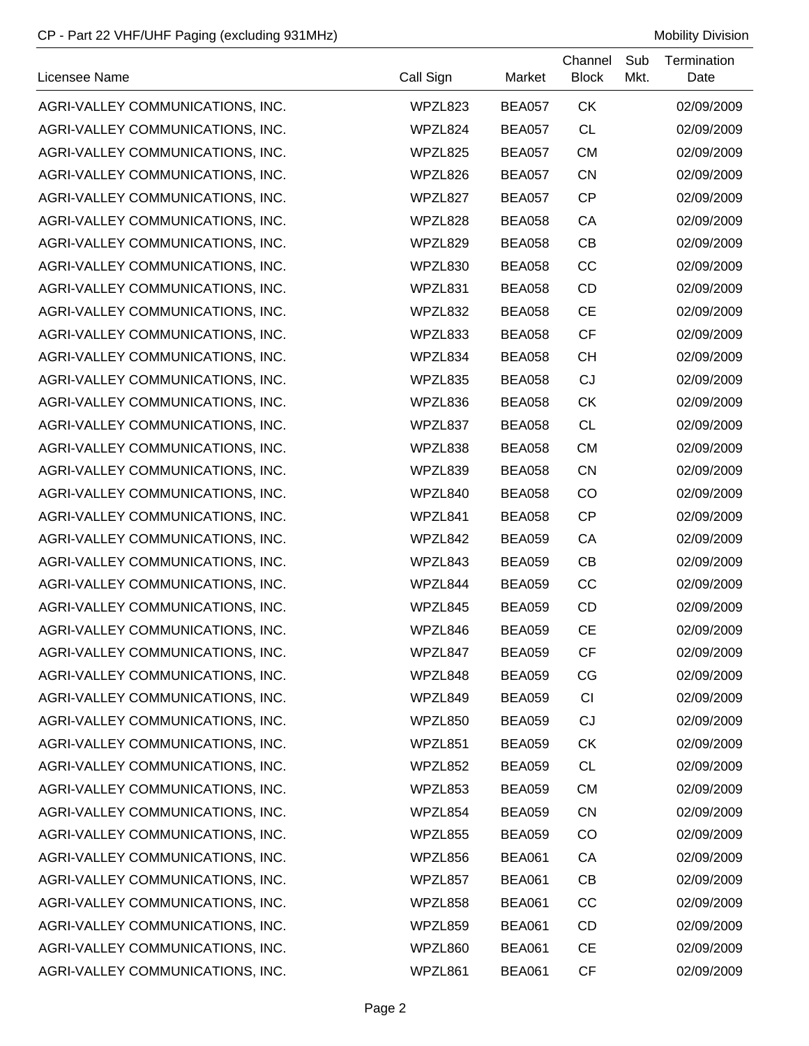| Licensee Name | Call Sign | Market | Channel Block | Sub Mkt. | Termination Date |
|---|---|---|---|---|---|
| AGRI-VALLEY COMMUNICATIONS, INC. | WPZL823 | BEA057 | CK | | 02/09/2009 |
| AGRI-VALLEY COMMUNICATIONS, INC. | WPZL824 | BEA057 | CL | | 02/09/2009 |
| AGRI-VALLEY COMMUNICATIONS, INC. | WPZL825 | BEA057 | CM | | 02/09/2009 |
| AGRI-VALLEY COMMUNICATIONS, INC. | WPZL826 | BEA057 | CN | | 02/09/2009 |
| AGRI-VALLEY COMMUNICATIONS, INC. | WPZL827 | BEA057 | CP | | 02/09/2009 |
| AGRI-VALLEY COMMUNICATIONS, INC. | WPZL828 | BEA058 | CA | | 02/09/2009 |
| AGRI-VALLEY COMMUNICATIONS, INC. | WPZL829 | BEA058 | CB | | 02/09/2009 |
| AGRI-VALLEY COMMUNICATIONS, INC. | WPZL830 | BEA058 | CC | | 02/09/2009 |
| AGRI-VALLEY COMMUNICATIONS, INC. | WPZL831 | BEA058 | CD | | 02/09/2009 |
| AGRI-VALLEY COMMUNICATIONS, INC. | WPZL832 | BEA058 | CE | | 02/09/2009 |
| AGRI-VALLEY COMMUNICATIONS, INC. | WPZL833 | BEA058 | CF | | 02/09/2009 |
| AGRI-VALLEY COMMUNICATIONS, INC. | WPZL834 | BEA058 | CH | | 02/09/2009 |
| AGRI-VALLEY COMMUNICATIONS, INC. | WPZL835 | BEA058 | CJ | | 02/09/2009 |
| AGRI-VALLEY COMMUNICATIONS, INC. | WPZL836 | BEA058 | CK | | 02/09/2009 |
| AGRI-VALLEY COMMUNICATIONS, INC. | WPZL837 | BEA058 | CL | | 02/09/2009 |
| AGRI-VALLEY COMMUNICATIONS, INC. | WPZL838 | BEA058 | CM | | 02/09/2009 |
| AGRI-VALLEY COMMUNICATIONS, INC. | WPZL839 | BEA058 | CN | | 02/09/2009 |
| AGRI-VALLEY COMMUNICATIONS, INC. | WPZL840 | BEA058 | CO | | 02/09/2009 |
| AGRI-VALLEY COMMUNICATIONS, INC. | WPZL841 | BEA058 | CP | | 02/09/2009 |
| AGRI-VALLEY COMMUNICATIONS, INC. | WPZL842 | BEA059 | CA | | 02/09/2009 |
| AGRI-VALLEY COMMUNICATIONS, INC. | WPZL843 | BEA059 | CB | | 02/09/2009 |
| AGRI-VALLEY COMMUNICATIONS, INC. | WPZL844 | BEA059 | CC | | 02/09/2009 |
| AGRI-VALLEY COMMUNICATIONS, INC. | WPZL845 | BEA059 | CD | | 02/09/2009 |
| AGRI-VALLEY COMMUNICATIONS, INC. | WPZL846 | BEA059 | CE | | 02/09/2009 |
| AGRI-VALLEY COMMUNICATIONS, INC. | WPZL847 | BEA059 | CF | | 02/09/2009 |
| AGRI-VALLEY COMMUNICATIONS, INC. | WPZL848 | BEA059 | CG | | 02/09/2009 |
| AGRI-VALLEY COMMUNICATIONS, INC. | WPZL849 | BEA059 | CI | | 02/09/2009 |
| AGRI-VALLEY COMMUNICATIONS, INC. | WPZL850 | BEA059 | CJ | | 02/09/2009 |
| AGRI-VALLEY COMMUNICATIONS, INC. | WPZL851 | BEA059 | CK | | 02/09/2009 |
| AGRI-VALLEY COMMUNICATIONS, INC. | WPZL852 | BEA059 | CL | | 02/09/2009 |
| AGRI-VALLEY COMMUNICATIONS, INC. | WPZL853 | BEA059 | CM | | 02/09/2009 |
| AGRI-VALLEY COMMUNICATIONS, INC. | WPZL854 | BEA059 | CN | | 02/09/2009 |
| AGRI-VALLEY COMMUNICATIONS, INC. | WPZL855 | BEA059 | CO | | 02/09/2009 |
| AGRI-VALLEY COMMUNICATIONS, INC. | WPZL856 | BEA061 | CA | | 02/09/2009 |
| AGRI-VALLEY COMMUNICATIONS, INC. | WPZL857 | BEA061 | CB | | 02/09/2009 |
| AGRI-VALLEY COMMUNICATIONS, INC. | WPZL858 | BEA061 | CC | | 02/09/2009 |
| AGRI-VALLEY COMMUNICATIONS, INC. | WPZL859 | BEA061 | CD | | 02/09/2009 |
| AGRI-VALLEY COMMUNICATIONS, INC. | WPZL860 | BEA061 | CE | | 02/09/2009 |
| AGRI-VALLEY COMMUNICATIONS, INC. | WPZL861 | BEA061 | CF | | 02/09/2009 |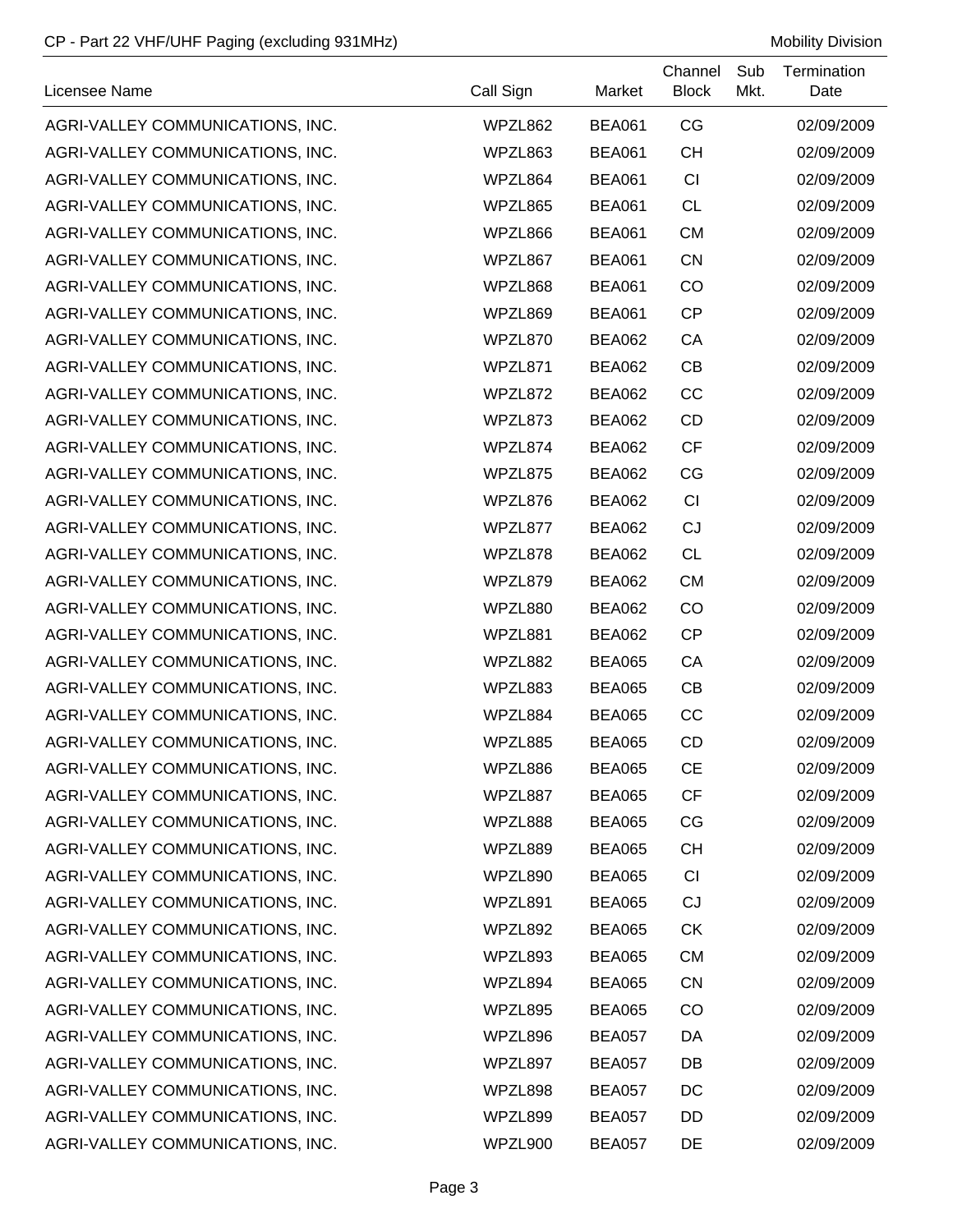| Licensee Name | Call Sign | Market | Channel Block | Sub Mkt. | Termination Date |
| --- | --- | --- | --- | --- | --- |
| AGRI-VALLEY COMMUNICATIONS, INC. | WPZL862 | BEA061 | CG | | 02/09/2009 |
| AGRI-VALLEY COMMUNICATIONS, INC. | WPZL863 | BEA061 | CH | | 02/09/2009 |
| AGRI-VALLEY COMMUNICATIONS, INC. | WPZL864 | BEA061 | CI | | 02/09/2009 |
| AGRI-VALLEY COMMUNICATIONS, INC. | WPZL865 | BEA061 | CL | | 02/09/2009 |
| AGRI-VALLEY COMMUNICATIONS, INC. | WPZL866 | BEA061 | CM | | 02/09/2009 |
| AGRI-VALLEY COMMUNICATIONS, INC. | WPZL867 | BEA061 | CN | | 02/09/2009 |
| AGRI-VALLEY COMMUNICATIONS, INC. | WPZL868 | BEA061 | CO | | 02/09/2009 |
| AGRI-VALLEY COMMUNICATIONS, INC. | WPZL869 | BEA061 | CP | | 02/09/2009 |
| AGRI-VALLEY COMMUNICATIONS, INC. | WPZL870 | BEA062 | CA | | 02/09/2009 |
| AGRI-VALLEY COMMUNICATIONS, INC. | WPZL871 | BEA062 | CB | | 02/09/2009 |
| AGRI-VALLEY COMMUNICATIONS, INC. | WPZL872 | BEA062 | CC | | 02/09/2009 |
| AGRI-VALLEY COMMUNICATIONS, INC. | WPZL873 | BEA062 | CD | | 02/09/2009 |
| AGRI-VALLEY COMMUNICATIONS, INC. | WPZL874 | BEA062 | CF | | 02/09/2009 |
| AGRI-VALLEY COMMUNICATIONS, INC. | WPZL875 | BEA062 | CG | | 02/09/2009 |
| AGRI-VALLEY COMMUNICATIONS, INC. | WPZL876 | BEA062 | CI | | 02/09/2009 |
| AGRI-VALLEY COMMUNICATIONS, INC. | WPZL877 | BEA062 | CJ | | 02/09/2009 |
| AGRI-VALLEY COMMUNICATIONS, INC. | WPZL878 | BEA062 | CL | | 02/09/2009 |
| AGRI-VALLEY COMMUNICATIONS, INC. | WPZL879 | BEA062 | CM | | 02/09/2009 |
| AGRI-VALLEY COMMUNICATIONS, INC. | WPZL880 | BEA062 | CO | | 02/09/2009 |
| AGRI-VALLEY COMMUNICATIONS, INC. | WPZL881 | BEA062 | CP | | 02/09/2009 |
| AGRI-VALLEY COMMUNICATIONS, INC. | WPZL882 | BEA065 | CA | | 02/09/2009 |
| AGRI-VALLEY COMMUNICATIONS, INC. | WPZL883 | BEA065 | CB | | 02/09/2009 |
| AGRI-VALLEY COMMUNICATIONS, INC. | WPZL884 | BEA065 | CC | | 02/09/2009 |
| AGRI-VALLEY COMMUNICATIONS, INC. | WPZL885 | BEA065 | CD | | 02/09/2009 |
| AGRI-VALLEY COMMUNICATIONS, INC. | WPZL886 | BEA065 | CE | | 02/09/2009 |
| AGRI-VALLEY COMMUNICATIONS, INC. | WPZL887 | BEA065 | CF | | 02/09/2009 |
| AGRI-VALLEY COMMUNICATIONS, INC. | WPZL888 | BEA065 | CG | | 02/09/2009 |
| AGRI-VALLEY COMMUNICATIONS, INC. | WPZL889 | BEA065 | CH | | 02/09/2009 |
| AGRI-VALLEY COMMUNICATIONS, INC. | WPZL890 | BEA065 | CI | | 02/09/2009 |
| AGRI-VALLEY COMMUNICATIONS, INC. | WPZL891 | BEA065 | CJ | | 02/09/2009 |
| AGRI-VALLEY COMMUNICATIONS, INC. | WPZL892 | BEA065 | CK | | 02/09/2009 |
| AGRI-VALLEY COMMUNICATIONS, INC. | WPZL893 | BEA065 | CM | | 02/09/2009 |
| AGRI-VALLEY COMMUNICATIONS, INC. | WPZL894 | BEA065 | CN | | 02/09/2009 |
| AGRI-VALLEY COMMUNICATIONS, INC. | WPZL895 | BEA065 | CO | | 02/09/2009 |
| AGRI-VALLEY COMMUNICATIONS, INC. | WPZL896 | BEA057 | DA | | 02/09/2009 |
| AGRI-VALLEY COMMUNICATIONS, INC. | WPZL897 | BEA057 | DB | | 02/09/2009 |
| AGRI-VALLEY COMMUNICATIONS, INC. | WPZL898 | BEA057 | DC | | 02/09/2009 |
| AGRI-VALLEY COMMUNICATIONS, INC. | WPZL899 | BEA057 | DD | | 02/09/2009 |
| AGRI-VALLEY COMMUNICATIONS, INC. | WPZL900 | BEA057 | DE | | 02/09/2009 |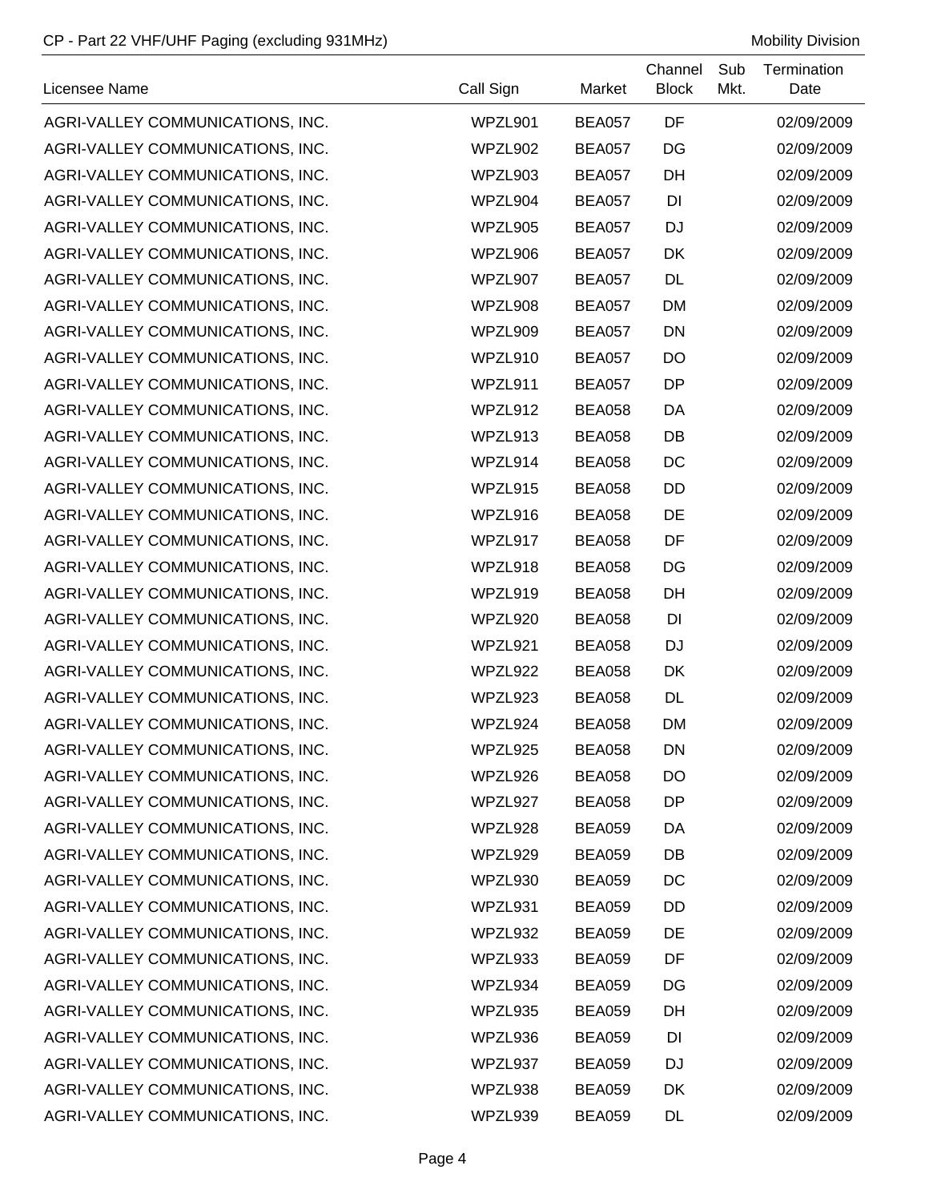| Licensee Name | Call Sign | Market | Channel Block | Sub Mkt. | Termination Date |
|---|---|---|---|---|---|
| AGRI-VALLEY COMMUNICATIONS, INC. | WPZL901 | BEA057 | DF | | 02/09/2009 |
| AGRI-VALLEY COMMUNICATIONS, INC. | WPZL902 | BEA057 | DG | | 02/09/2009 |
| AGRI-VALLEY COMMUNICATIONS, INC. | WPZL903 | BEA057 | DH | | 02/09/2009 |
| AGRI-VALLEY COMMUNICATIONS, INC. | WPZL904 | BEA057 | DI | | 02/09/2009 |
| AGRI-VALLEY COMMUNICATIONS, INC. | WPZL905 | BEA057 | DJ | | 02/09/2009 |
| AGRI-VALLEY COMMUNICATIONS, INC. | WPZL906 | BEA057 | DK | | 02/09/2009 |
| AGRI-VALLEY COMMUNICATIONS, INC. | WPZL907 | BEA057 | DL | | 02/09/2009 |
| AGRI-VALLEY COMMUNICATIONS, INC. | WPZL908 | BEA057 | DM | | 02/09/2009 |
| AGRI-VALLEY COMMUNICATIONS, INC. | WPZL909 | BEA057 | DN | | 02/09/2009 |
| AGRI-VALLEY COMMUNICATIONS, INC. | WPZL910 | BEA057 | DO | | 02/09/2009 |
| AGRI-VALLEY COMMUNICATIONS, INC. | WPZL911 | BEA057 | DP | | 02/09/2009 |
| AGRI-VALLEY COMMUNICATIONS, INC. | WPZL912 | BEA058 | DA | | 02/09/2009 |
| AGRI-VALLEY COMMUNICATIONS, INC. | WPZL913 | BEA058 | DB | | 02/09/2009 |
| AGRI-VALLEY COMMUNICATIONS, INC. | WPZL914 | BEA058 | DC | | 02/09/2009 |
| AGRI-VALLEY COMMUNICATIONS, INC. | WPZL915 | BEA058 | DD | | 02/09/2009 |
| AGRI-VALLEY COMMUNICATIONS, INC. | WPZL916 | BEA058 | DE | | 02/09/2009 |
| AGRI-VALLEY COMMUNICATIONS, INC. | WPZL917 | BEA058 | DF | | 02/09/2009 |
| AGRI-VALLEY COMMUNICATIONS, INC. | WPZL918 | BEA058 | DG | | 02/09/2009 |
| AGRI-VALLEY COMMUNICATIONS, INC. | WPZL919 | BEA058 | DH | | 02/09/2009 |
| AGRI-VALLEY COMMUNICATIONS, INC. | WPZL920 | BEA058 | DI | | 02/09/2009 |
| AGRI-VALLEY COMMUNICATIONS, INC. | WPZL921 | BEA058 | DJ | | 02/09/2009 |
| AGRI-VALLEY COMMUNICATIONS, INC. | WPZL922 | BEA058 | DK | | 02/09/2009 |
| AGRI-VALLEY COMMUNICATIONS, INC. | WPZL923 | BEA058 | DL | | 02/09/2009 |
| AGRI-VALLEY COMMUNICATIONS, INC. | WPZL924 | BEA058 | DM | | 02/09/2009 |
| AGRI-VALLEY COMMUNICATIONS, INC. | WPZL925 | BEA058 | DN | | 02/09/2009 |
| AGRI-VALLEY COMMUNICATIONS, INC. | WPZL926 | BEA058 | DO | | 02/09/2009 |
| AGRI-VALLEY COMMUNICATIONS, INC. | WPZL927 | BEA058 | DP | | 02/09/2009 |
| AGRI-VALLEY COMMUNICATIONS, INC. | WPZL928 | BEA059 | DA | | 02/09/2009 |
| AGRI-VALLEY COMMUNICATIONS, INC. | WPZL929 | BEA059 | DB | | 02/09/2009 |
| AGRI-VALLEY COMMUNICATIONS, INC. | WPZL930 | BEA059 | DC | | 02/09/2009 |
| AGRI-VALLEY COMMUNICATIONS, INC. | WPZL931 | BEA059 | DD | | 02/09/2009 |
| AGRI-VALLEY COMMUNICATIONS, INC. | WPZL932 | BEA059 | DE | | 02/09/2009 |
| AGRI-VALLEY COMMUNICATIONS, INC. | WPZL933 | BEA059 | DF | | 02/09/2009 |
| AGRI-VALLEY COMMUNICATIONS, INC. | WPZL934 | BEA059 | DG | | 02/09/2009 |
| AGRI-VALLEY COMMUNICATIONS, INC. | WPZL935 | BEA059 | DH | | 02/09/2009 |
| AGRI-VALLEY COMMUNICATIONS, INC. | WPZL936 | BEA059 | DI | | 02/09/2009 |
| AGRI-VALLEY COMMUNICATIONS, INC. | WPZL937 | BEA059 | DJ | | 02/09/2009 |
| AGRI-VALLEY COMMUNICATIONS, INC. | WPZL938 | BEA059 | DK | | 02/09/2009 |
| AGRI-VALLEY COMMUNICATIONS, INC. | WPZL939 | BEA059 | DL | | 02/09/2009 |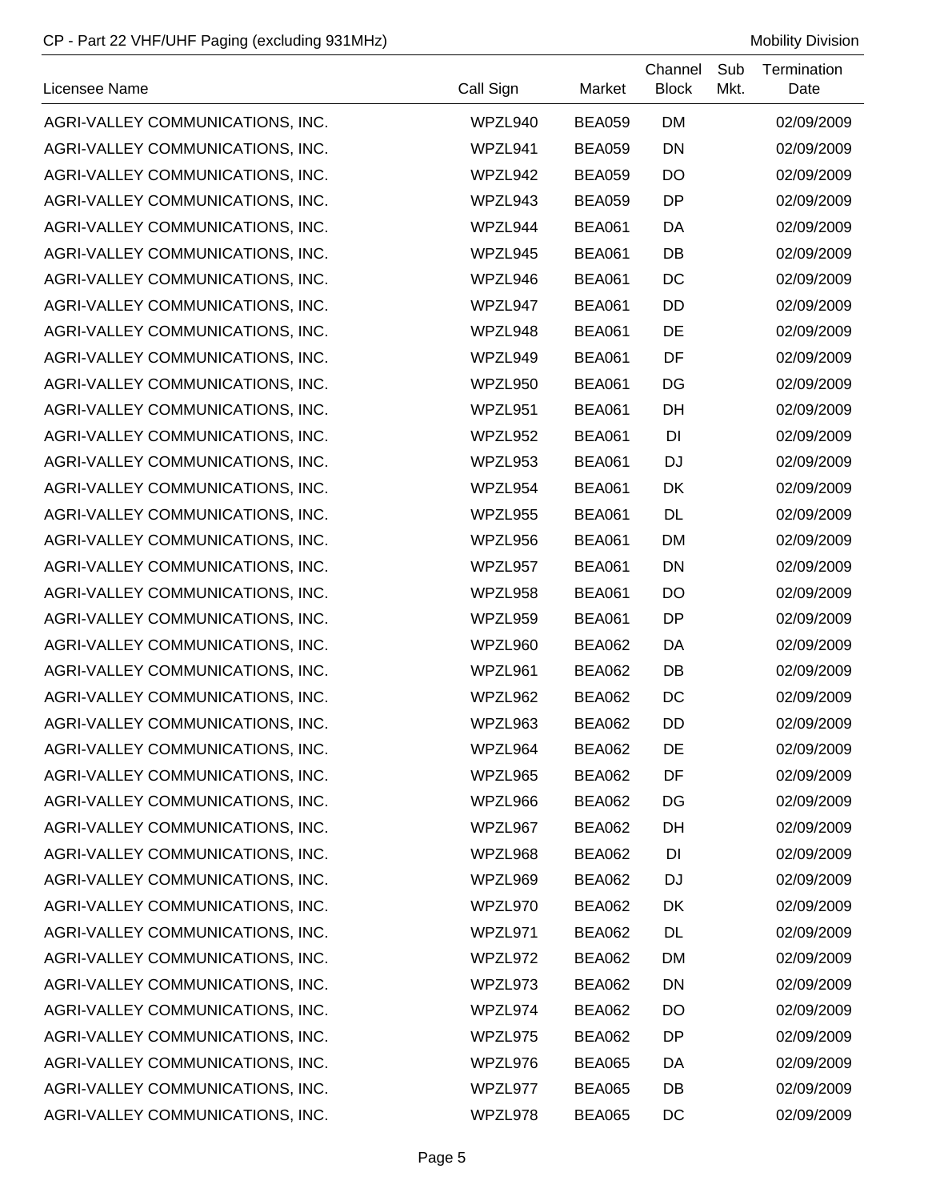| Licensee Name | Call Sign | Market | Channel Block | Sub Mkt. | Termination Date |
|---|---|---|---|---|---|
| AGRI-VALLEY COMMUNICATIONS, INC. | WPZL940 | BEA059 | DM | | 02/09/2009 |
| AGRI-VALLEY COMMUNICATIONS, INC. | WPZL941 | BEA059 | DN | | 02/09/2009 |
| AGRI-VALLEY COMMUNICATIONS, INC. | WPZL942 | BEA059 | DO | | 02/09/2009 |
| AGRI-VALLEY COMMUNICATIONS, INC. | WPZL943 | BEA059 | DP | | 02/09/2009 |
| AGRI-VALLEY COMMUNICATIONS, INC. | WPZL944 | BEA061 | DA | | 02/09/2009 |
| AGRI-VALLEY COMMUNICATIONS, INC. | WPZL945 | BEA061 | DB | | 02/09/2009 |
| AGRI-VALLEY COMMUNICATIONS, INC. | WPZL946 | BEA061 | DC | | 02/09/2009 |
| AGRI-VALLEY COMMUNICATIONS, INC. | WPZL947 | BEA061 | DD | | 02/09/2009 |
| AGRI-VALLEY COMMUNICATIONS, INC. | WPZL948 | BEA061 | DE | | 02/09/2009 |
| AGRI-VALLEY COMMUNICATIONS, INC. | WPZL949 | BEA061 | DF | | 02/09/2009 |
| AGRI-VALLEY COMMUNICATIONS, INC. | WPZL950 | BEA061 | DG | | 02/09/2009 |
| AGRI-VALLEY COMMUNICATIONS, INC. | WPZL951 | BEA061 | DH | | 02/09/2009 |
| AGRI-VALLEY COMMUNICATIONS, INC. | WPZL952 | BEA061 | DI | | 02/09/2009 |
| AGRI-VALLEY COMMUNICATIONS, INC. | WPZL953 | BEA061 | DJ | | 02/09/2009 |
| AGRI-VALLEY COMMUNICATIONS, INC. | WPZL954 | BEA061 | DK | | 02/09/2009 |
| AGRI-VALLEY COMMUNICATIONS, INC. | WPZL955 | BEA061 | DL | | 02/09/2009 |
| AGRI-VALLEY COMMUNICATIONS, INC. | WPZL956 | BEA061 | DM | | 02/09/2009 |
| AGRI-VALLEY COMMUNICATIONS, INC. | WPZL957 | BEA061 | DN | | 02/09/2009 |
| AGRI-VALLEY COMMUNICATIONS, INC. | WPZL958 | BEA061 | DO | | 02/09/2009 |
| AGRI-VALLEY COMMUNICATIONS, INC. | WPZL959 | BEA061 | DP | | 02/09/2009 |
| AGRI-VALLEY COMMUNICATIONS, INC. | WPZL960 | BEA062 | DA | | 02/09/2009 |
| AGRI-VALLEY COMMUNICATIONS, INC. | WPZL961 | BEA062 | DB | | 02/09/2009 |
| AGRI-VALLEY COMMUNICATIONS, INC. | WPZL962 | BEA062 | DC | | 02/09/2009 |
| AGRI-VALLEY COMMUNICATIONS, INC. | WPZL963 | BEA062 | DD | | 02/09/2009 |
| AGRI-VALLEY COMMUNICATIONS, INC. | WPZL964 | BEA062 | DE | | 02/09/2009 |
| AGRI-VALLEY COMMUNICATIONS, INC. | WPZL965 | BEA062 | DF | | 02/09/2009 |
| AGRI-VALLEY COMMUNICATIONS, INC. | WPZL966 | BEA062 | DG | | 02/09/2009 |
| AGRI-VALLEY COMMUNICATIONS, INC. | WPZL967 | BEA062 | DH | | 02/09/2009 |
| AGRI-VALLEY COMMUNICATIONS, INC. | WPZL968 | BEA062 | DI | | 02/09/2009 |
| AGRI-VALLEY COMMUNICATIONS, INC. | WPZL969 | BEA062 | DJ | | 02/09/2009 |
| AGRI-VALLEY COMMUNICATIONS, INC. | WPZL970 | BEA062 | DK | | 02/09/2009 |
| AGRI-VALLEY COMMUNICATIONS, INC. | WPZL971 | BEA062 | DL | | 02/09/2009 |
| AGRI-VALLEY COMMUNICATIONS, INC. | WPZL972 | BEA062 | DM | | 02/09/2009 |
| AGRI-VALLEY COMMUNICATIONS, INC. | WPZL973 | BEA062 | DN | | 02/09/2009 |
| AGRI-VALLEY COMMUNICATIONS, INC. | WPZL974 | BEA062 | DO | | 02/09/2009 |
| AGRI-VALLEY COMMUNICATIONS, INC. | WPZL975 | BEA062 | DP | | 02/09/2009 |
| AGRI-VALLEY COMMUNICATIONS, INC. | WPZL976 | BEA065 | DA | | 02/09/2009 |
| AGRI-VALLEY COMMUNICATIONS, INC. | WPZL977 | BEA065 | DB | | 02/09/2009 |
| AGRI-VALLEY COMMUNICATIONS, INC. | WPZL978 | BEA065 | DC | | 02/09/2009 |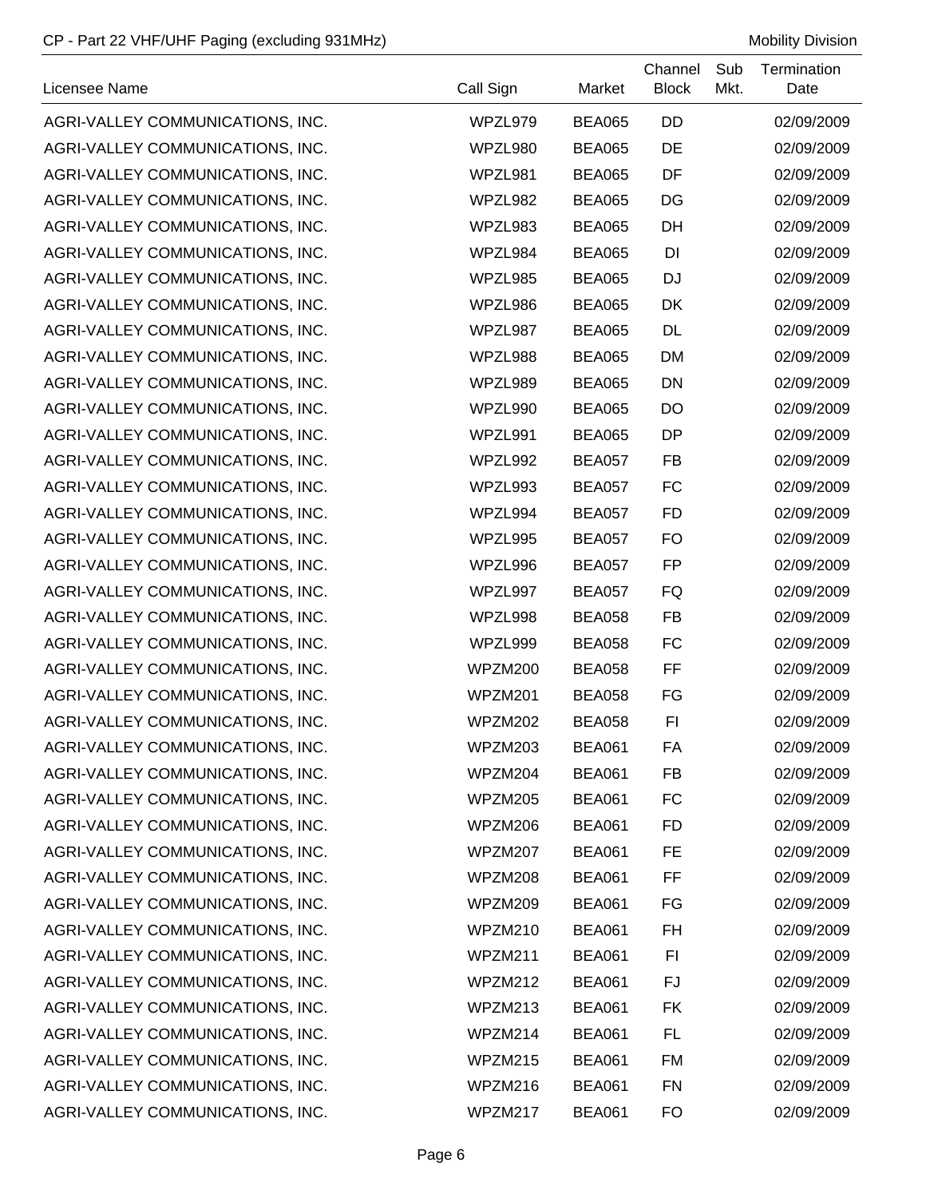| Licensee Name | Call Sign | Market | Channel Block | Sub Mkt. | Termination Date |
|---|---|---|---|---|---|
| AGRI-VALLEY COMMUNICATIONS, INC. | WPZL979 | BEA065 | DD | | 02/09/2009 |
| AGRI-VALLEY COMMUNICATIONS, INC. | WPZL980 | BEA065 | DE | | 02/09/2009 |
| AGRI-VALLEY COMMUNICATIONS, INC. | WPZL981 | BEA065 | DF | | 02/09/2009 |
| AGRI-VALLEY COMMUNICATIONS, INC. | WPZL982 | BEA065 | DG | | 02/09/2009 |
| AGRI-VALLEY COMMUNICATIONS, INC. | WPZL983 | BEA065 | DH | | 02/09/2009 |
| AGRI-VALLEY COMMUNICATIONS, INC. | WPZL984 | BEA065 | DI | | 02/09/2009 |
| AGRI-VALLEY COMMUNICATIONS, INC. | WPZL985 | BEA065 | DJ | | 02/09/2009 |
| AGRI-VALLEY COMMUNICATIONS, INC. | WPZL986 | BEA065 | DK | | 02/09/2009 |
| AGRI-VALLEY COMMUNICATIONS, INC. | WPZL987 | BEA065 | DL | | 02/09/2009 |
| AGRI-VALLEY COMMUNICATIONS, INC. | WPZL988 | BEA065 | DM | | 02/09/2009 |
| AGRI-VALLEY COMMUNICATIONS, INC. | WPZL989 | BEA065 | DN | | 02/09/2009 |
| AGRI-VALLEY COMMUNICATIONS, INC. | WPZL990 | BEA065 | DO | | 02/09/2009 |
| AGRI-VALLEY COMMUNICATIONS, INC. | WPZL991 | BEA065 | DP | | 02/09/2009 |
| AGRI-VALLEY COMMUNICATIONS, INC. | WPZL992 | BEA057 | FB | | 02/09/2009 |
| AGRI-VALLEY COMMUNICATIONS, INC. | WPZL993 | BEA057 | FC | | 02/09/2009 |
| AGRI-VALLEY COMMUNICATIONS, INC. | WPZL994 | BEA057 | FD | | 02/09/2009 |
| AGRI-VALLEY COMMUNICATIONS, INC. | WPZL995 | BEA057 | FO | | 02/09/2009 |
| AGRI-VALLEY COMMUNICATIONS, INC. | WPZL996 | BEA057 | FP | | 02/09/2009 |
| AGRI-VALLEY COMMUNICATIONS, INC. | WPZL997 | BEA057 | FQ | | 02/09/2009 |
| AGRI-VALLEY COMMUNICATIONS, INC. | WPZL998 | BEA058 | FB | | 02/09/2009 |
| AGRI-VALLEY COMMUNICATIONS, INC. | WPZL999 | BEA058 | FC | | 02/09/2009 |
| AGRI-VALLEY COMMUNICATIONS, INC. | WPZM200 | BEA058 | FF | | 02/09/2009 |
| AGRI-VALLEY COMMUNICATIONS, INC. | WPZM201 | BEA058 | FG | | 02/09/2009 |
| AGRI-VALLEY COMMUNICATIONS, INC. | WPZM202 | BEA058 | FI | | 02/09/2009 |
| AGRI-VALLEY COMMUNICATIONS, INC. | WPZM203 | BEA061 | FA | | 02/09/2009 |
| AGRI-VALLEY COMMUNICATIONS, INC. | WPZM204 | BEA061 | FB | | 02/09/2009 |
| AGRI-VALLEY COMMUNICATIONS, INC. | WPZM205 | BEA061 | FC | | 02/09/2009 |
| AGRI-VALLEY COMMUNICATIONS, INC. | WPZM206 | BEA061 | FD | | 02/09/2009 |
| AGRI-VALLEY COMMUNICATIONS, INC. | WPZM207 | BEA061 | FE | | 02/09/2009 |
| AGRI-VALLEY COMMUNICATIONS, INC. | WPZM208 | BEA061 | FF | | 02/09/2009 |
| AGRI-VALLEY COMMUNICATIONS, INC. | WPZM209 | BEA061 | FG | | 02/09/2009 |
| AGRI-VALLEY COMMUNICATIONS, INC. | WPZM210 | BEA061 | FH | | 02/09/2009 |
| AGRI-VALLEY COMMUNICATIONS, INC. | WPZM211 | BEA061 | FI | | 02/09/2009 |
| AGRI-VALLEY COMMUNICATIONS, INC. | WPZM212 | BEA061 | FJ | | 02/09/2009 |
| AGRI-VALLEY COMMUNICATIONS, INC. | WPZM213 | BEA061 | FK | | 02/09/2009 |
| AGRI-VALLEY COMMUNICATIONS, INC. | WPZM214 | BEA061 | FL | | 02/09/2009 |
| AGRI-VALLEY COMMUNICATIONS, INC. | WPZM215 | BEA061 | FM | | 02/09/2009 |
| AGRI-VALLEY COMMUNICATIONS, INC. | WPZM216 | BEA061 | FN | | 02/09/2009 |
| AGRI-VALLEY COMMUNICATIONS, INC. | WPZM217 | BEA061 | FO | | 02/09/2009 |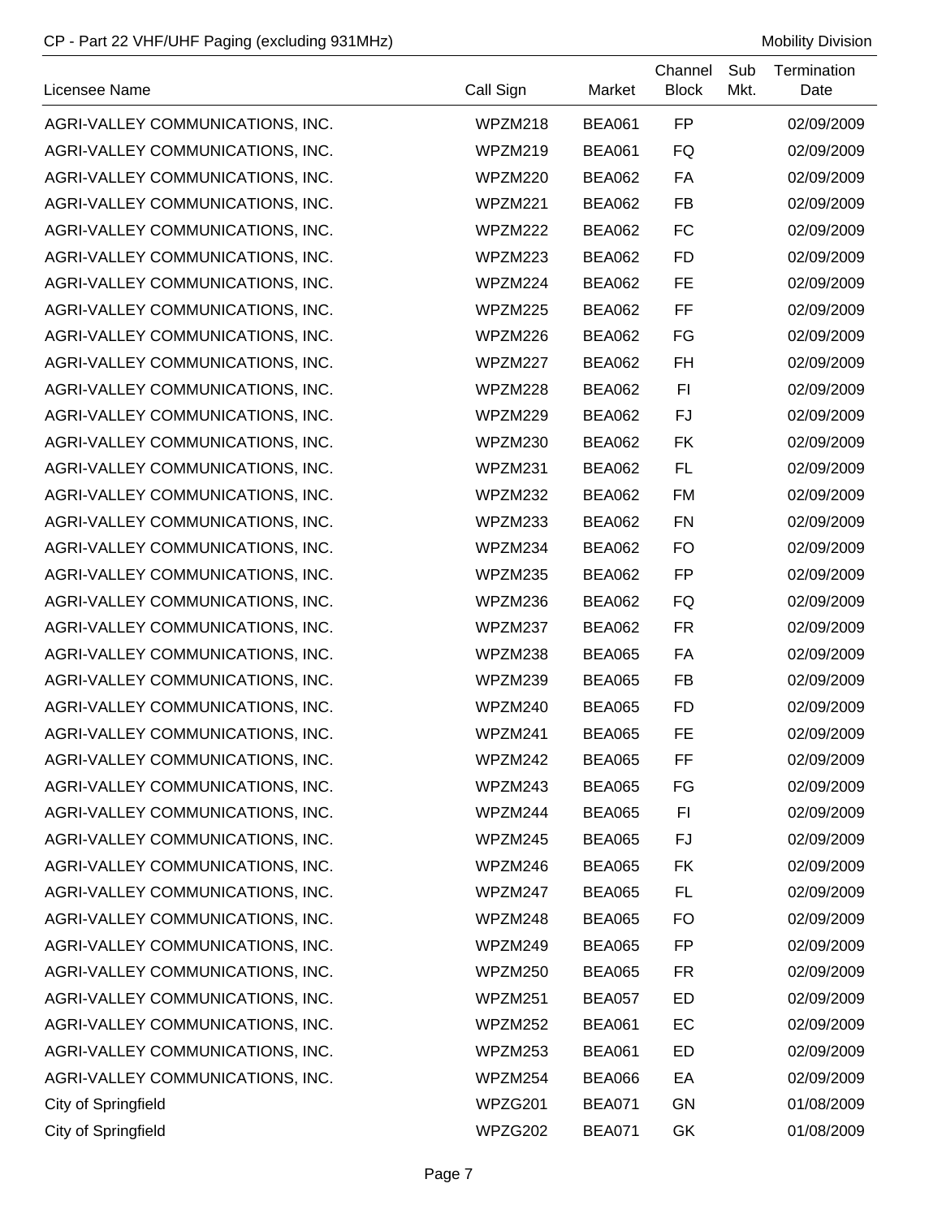| Licensee Name | Call Sign | Market | Channel Block | Sub Mkt. | Termination Date |
|---|---|---|---|---|---|
| AGRI-VALLEY COMMUNICATIONS, INC. | WPZM218 | BEA061 | FP | | 02/09/2009 |
| AGRI-VALLEY COMMUNICATIONS, INC. | WPZM219 | BEA061 | FQ | | 02/09/2009 |
| AGRI-VALLEY COMMUNICATIONS, INC. | WPZM220 | BEA062 | FA | | 02/09/2009 |
| AGRI-VALLEY COMMUNICATIONS, INC. | WPZM221 | BEA062 | FB | | 02/09/2009 |
| AGRI-VALLEY COMMUNICATIONS, INC. | WPZM222 | BEA062 | FC | | 02/09/2009 |
| AGRI-VALLEY COMMUNICATIONS, INC. | WPZM223 | BEA062 | FD | | 02/09/2009 |
| AGRI-VALLEY COMMUNICATIONS, INC. | WPZM224 | BEA062 | FE | | 02/09/2009 |
| AGRI-VALLEY COMMUNICATIONS, INC. | WPZM225 | BEA062 | FF | | 02/09/2009 |
| AGRI-VALLEY COMMUNICATIONS, INC. | WPZM226 | BEA062 | FG | | 02/09/2009 |
| AGRI-VALLEY COMMUNICATIONS, INC. | WPZM227 | BEA062 | FH | | 02/09/2009 |
| AGRI-VALLEY COMMUNICATIONS, INC. | WPZM228 | BEA062 | FI | | 02/09/2009 |
| AGRI-VALLEY COMMUNICATIONS, INC. | WPZM229 | BEA062 | FJ | | 02/09/2009 |
| AGRI-VALLEY COMMUNICATIONS, INC. | WPZM230 | BEA062 | FK | | 02/09/2009 |
| AGRI-VALLEY COMMUNICATIONS, INC. | WPZM231 | BEA062 | FL | | 02/09/2009 |
| AGRI-VALLEY COMMUNICATIONS, INC. | WPZM232 | BEA062 | FM | | 02/09/2009 |
| AGRI-VALLEY COMMUNICATIONS, INC. | WPZM233 | BEA062 | FN | | 02/09/2009 |
| AGRI-VALLEY COMMUNICATIONS, INC. | WPZM234 | BEA062 | FO | | 02/09/2009 |
| AGRI-VALLEY COMMUNICATIONS, INC. | WPZM235 | BEA062 | FP | | 02/09/2009 |
| AGRI-VALLEY COMMUNICATIONS, INC. | WPZM236 | BEA062 | FQ | | 02/09/2009 |
| AGRI-VALLEY COMMUNICATIONS, INC. | WPZM237 | BEA062 | FR | | 02/09/2009 |
| AGRI-VALLEY COMMUNICATIONS, INC. | WPZM238 | BEA065 | FA | | 02/09/2009 |
| AGRI-VALLEY COMMUNICATIONS, INC. | WPZM239 | BEA065 | FB | | 02/09/2009 |
| AGRI-VALLEY COMMUNICATIONS, INC. | WPZM240 | BEA065 | FD | | 02/09/2009 |
| AGRI-VALLEY COMMUNICATIONS, INC. | WPZM241 | BEA065 | FE | | 02/09/2009 |
| AGRI-VALLEY COMMUNICATIONS, INC. | WPZM242 | BEA065 | FF | | 02/09/2009 |
| AGRI-VALLEY COMMUNICATIONS, INC. | WPZM243 | BEA065 | FG | | 02/09/2009 |
| AGRI-VALLEY COMMUNICATIONS, INC. | WPZM244 | BEA065 | FI | | 02/09/2009 |
| AGRI-VALLEY COMMUNICATIONS, INC. | WPZM245 | BEA065 | FJ | | 02/09/2009 |
| AGRI-VALLEY COMMUNICATIONS, INC. | WPZM246 | BEA065 | FK | | 02/09/2009 |
| AGRI-VALLEY COMMUNICATIONS, INC. | WPZM247 | BEA065 | FL | | 02/09/2009 |
| AGRI-VALLEY COMMUNICATIONS, INC. | WPZM248 | BEA065 | FO | | 02/09/2009 |
| AGRI-VALLEY COMMUNICATIONS, INC. | WPZM249 | BEA065 | FP | | 02/09/2009 |
| AGRI-VALLEY COMMUNICATIONS, INC. | WPZM250 | BEA065 | FR | | 02/09/2009 |
| AGRI-VALLEY COMMUNICATIONS, INC. | WPZM251 | BEA057 | ED | | 02/09/2009 |
| AGRI-VALLEY COMMUNICATIONS, INC. | WPZM252 | BEA061 | EC | | 02/09/2009 |
| AGRI-VALLEY COMMUNICATIONS, INC. | WPZM253 | BEA061 | ED | | 02/09/2009 |
| AGRI-VALLEY COMMUNICATIONS, INC. | WPZM254 | BEA066 | EA | | 02/09/2009 |
| City of Springfield | WPZG201 | BEA071 | GN | | 01/08/2009 |
| City of Springfield | WPZG202 | BEA071 | GK | | 01/08/2009 |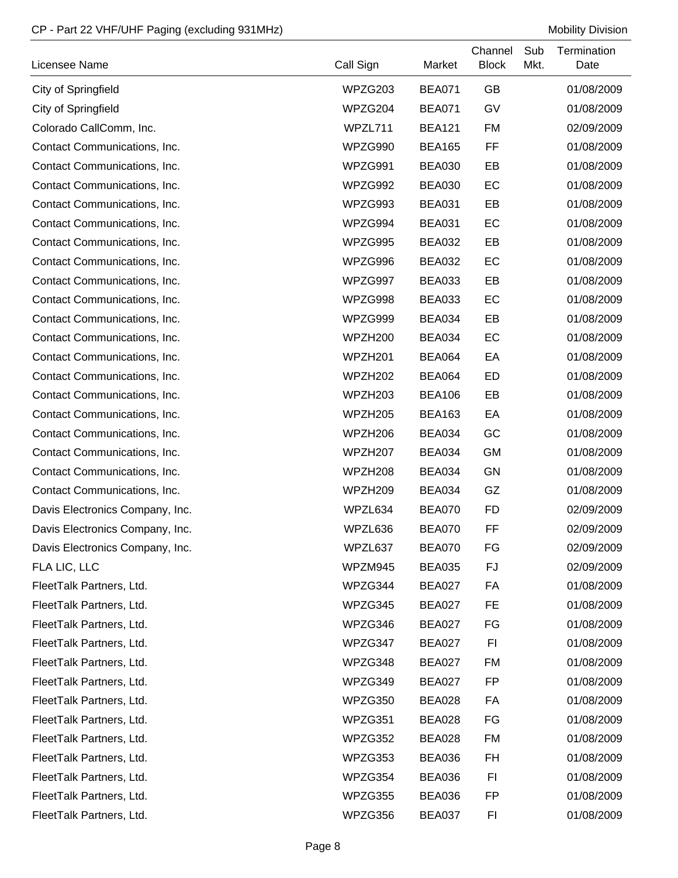| Licensee Name | Call Sign | Market | Channel Block | Sub Mkt. | Termination Date |
|---|---|---|---|---|---|
| City of Springfield | WPZG203 | BEA071 | GB | | 01/08/2009 |
| City of Springfield | WPZG204 | BEA071 | GV | | 01/08/2009 |
| Colorado CallComm, Inc. | WPZL711 | BEA121 | FM | | 02/09/2009 |
| Contact Communications, Inc. | WPZG990 | BEA165 | FF | | 01/08/2009 |
| Contact Communications, Inc. | WPZG991 | BEA030 | EB | | 01/08/2009 |
| Contact Communications, Inc. | WPZG992 | BEA030 | EC | | 01/08/2009 |
| Contact Communications, Inc. | WPZG993 | BEA031 | EB | | 01/08/2009 |
| Contact Communications, Inc. | WPZG994 | BEA031 | EC | | 01/08/2009 |
| Contact Communications, Inc. | WPZG995 | BEA032 | EB | | 01/08/2009 |
| Contact Communications, Inc. | WPZG996 | BEA032 | EC | | 01/08/2009 |
| Contact Communications, Inc. | WPZG997 | BEA033 | EB | | 01/08/2009 |
| Contact Communications, Inc. | WPZG998 | BEA033 | EC | | 01/08/2009 |
| Contact Communications, Inc. | WPZG999 | BEA034 | EB | | 01/08/2009 |
| Contact Communications, Inc. | WPZH200 | BEA034 | EC | | 01/08/2009 |
| Contact Communications, Inc. | WPZH201 | BEA064 | EA | | 01/08/2009 |
| Contact Communications, Inc. | WPZH202 | BEA064 | ED | | 01/08/2009 |
| Contact Communications, Inc. | WPZH203 | BEA106 | EB | | 01/08/2009 |
| Contact Communications, Inc. | WPZH205 | BEA163 | EA | | 01/08/2009 |
| Contact Communications, Inc. | WPZH206 | BEA034 | GC | | 01/08/2009 |
| Contact Communications, Inc. | WPZH207 | BEA034 | GM | | 01/08/2009 |
| Contact Communications, Inc. | WPZH208 | BEA034 | GN | | 01/08/2009 |
| Contact Communications, Inc. | WPZH209 | BEA034 | GZ | | 01/08/2009 |
| Davis Electronics Company, Inc. | WPZL634 | BEA070 | FD | | 02/09/2009 |
| Davis Electronics Company, Inc. | WPZL636 | BEA070 | FF | | 02/09/2009 |
| Davis Electronics Company, Inc. | WPZL637 | BEA070 | FG | | 02/09/2009 |
| FLA LIC, LLC | WPZM945 | BEA035 | FJ | | 02/09/2009 |
| FleetTalk Partners, Ltd. | WPZG344 | BEA027 | FA | | 01/08/2009 |
| FleetTalk Partners, Ltd. | WPZG345 | BEA027 | FE | | 01/08/2009 |
| FleetTalk Partners, Ltd. | WPZG346 | BEA027 | FG | | 01/08/2009 |
| FleetTalk Partners, Ltd. | WPZG347 | BEA027 | FI | | 01/08/2009 |
| FleetTalk Partners, Ltd. | WPZG348 | BEA027 | FM | | 01/08/2009 |
| FleetTalk Partners, Ltd. | WPZG349 | BEA027 | FP | | 01/08/2009 |
| FleetTalk Partners, Ltd. | WPZG350 | BEA028 | FA | | 01/08/2009 |
| FleetTalk Partners, Ltd. | WPZG351 | BEA028 | FG | | 01/08/2009 |
| FleetTalk Partners, Ltd. | WPZG352 | BEA028 | FM | | 01/08/2009 |
| FleetTalk Partners, Ltd. | WPZG353 | BEA036 | FH | | 01/08/2009 |
| FleetTalk Partners, Ltd. | WPZG354 | BEA036 | FI | | 01/08/2009 |
| FleetTalk Partners, Ltd. | WPZG355 | BEA036 | FP | | 01/08/2009 |
| FleetTalk Partners, Ltd. | WPZG356 | BEA037 | FI | | 01/08/2009 |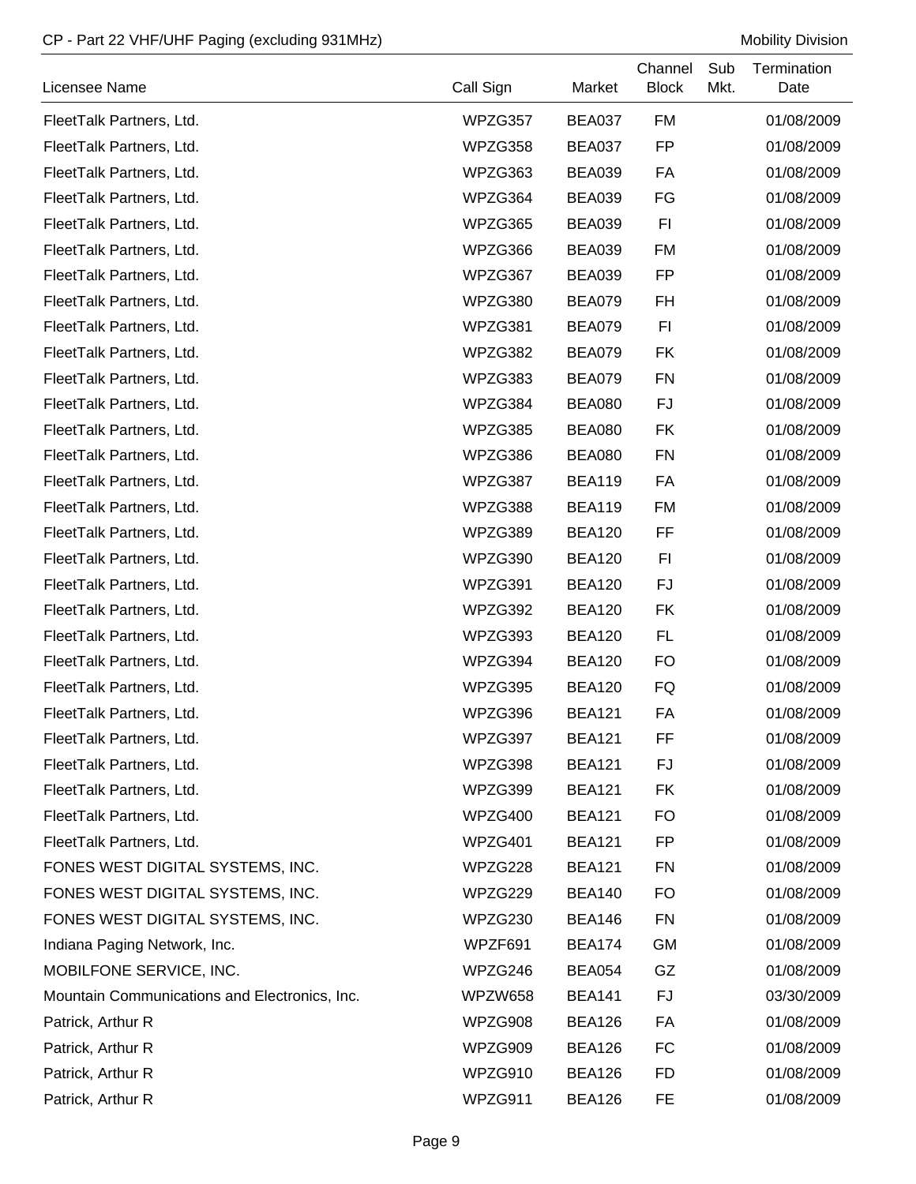| Licensee Name | Call Sign | Market | Channel Block | Sub Mkt. | Termination Date |
|---|---|---|---|---|---|
| FleetTalk Partners, Ltd. | WPZG357 | BEA037 | FM | | 01/08/2009 |
| FleetTalk Partners, Ltd. | WPZG358 | BEA037 | FP | | 01/08/2009 |
| FleetTalk Partners, Ltd. | WPZG363 | BEA039 | FA | | 01/08/2009 |
| FleetTalk Partners, Ltd. | WPZG364 | BEA039 | FG | | 01/08/2009 |
| FleetTalk Partners, Ltd. | WPZG365 | BEA039 | FI | | 01/08/2009 |
| FleetTalk Partners, Ltd. | WPZG366 | BEA039 | FM | | 01/08/2009 |
| FleetTalk Partners, Ltd. | WPZG367 | BEA039 | FP | | 01/08/2009 |
| FleetTalk Partners, Ltd. | WPZG380 | BEA079 | FH | | 01/08/2009 |
| FleetTalk Partners, Ltd. | WPZG381 | BEA079 | FI | | 01/08/2009 |
| FleetTalk Partners, Ltd. | WPZG382 | BEA079 | FK | | 01/08/2009 |
| FleetTalk Partners, Ltd. | WPZG383 | BEA079 | FN | | 01/08/2009 |
| FleetTalk Partners, Ltd. | WPZG384 | BEA080 | FJ | | 01/08/2009 |
| FleetTalk Partners, Ltd. | WPZG385 | BEA080 | FK | | 01/08/2009 |
| FleetTalk Partners, Ltd. | WPZG386 | BEA080 | FN | | 01/08/2009 |
| FleetTalk Partners, Ltd. | WPZG387 | BEA119 | FA | | 01/08/2009 |
| FleetTalk Partners, Ltd. | WPZG388 | BEA119 | FM | | 01/08/2009 |
| FleetTalk Partners, Ltd. | WPZG389 | BEA120 | FF | | 01/08/2009 |
| FleetTalk Partners, Ltd. | WPZG390 | BEA120 | FI | | 01/08/2009 |
| FleetTalk Partners, Ltd. | WPZG391 | BEA120 | FJ | | 01/08/2009 |
| FleetTalk Partners, Ltd. | WPZG392 | BEA120 | FK | | 01/08/2009 |
| FleetTalk Partners, Ltd. | WPZG393 | BEA120 | FL | | 01/08/2009 |
| FleetTalk Partners, Ltd. | WPZG394 | BEA120 | FO | | 01/08/2009 |
| FleetTalk Partners, Ltd. | WPZG395 | BEA120 | FQ | | 01/08/2009 |
| FleetTalk Partners, Ltd. | WPZG396 | BEA121 | FA | | 01/08/2009 |
| FleetTalk Partners, Ltd. | WPZG397 | BEA121 | FF | | 01/08/2009 |
| FleetTalk Partners, Ltd. | WPZG398 | BEA121 | FJ | | 01/08/2009 |
| FleetTalk Partners, Ltd. | WPZG399 | BEA121 | FK | | 01/08/2009 |
| FleetTalk Partners, Ltd. | WPZG400 | BEA121 | FO | | 01/08/2009 |
| FleetTalk Partners, Ltd. | WPZG401 | BEA121 | FP | | 01/08/2009 |
| FONES WEST DIGITAL SYSTEMS, INC. | WPZG228 | BEA121 | FN | | 01/08/2009 |
| FONES WEST DIGITAL SYSTEMS, INC. | WPZG229 | BEA140 | FO | | 01/08/2009 |
| FONES WEST DIGITAL SYSTEMS, INC. | WPZG230 | BEA146 | FN | | 01/08/2009 |
| Indiana Paging Network, Inc. | WPZF691 | BEA174 | GM | | 01/08/2009 |
| MOBILFONE SERVICE, INC. | WPZG246 | BEA054 | GZ | | 01/08/2009 |
| Mountain Communications and Electronics, Inc. | WPZW658 | BEA141 | FJ | | 03/30/2009 |
| Patrick, Arthur R | WPZG908 | BEA126 | FA | | 01/08/2009 |
| Patrick, Arthur R | WPZG909 | BEA126 | FC | | 01/08/2009 |
| Patrick, Arthur R | WPZG910 | BEA126 | FD | | 01/08/2009 |
| Patrick, Arthur R | WPZG911 | BEA126 | FE | | 01/08/2009 |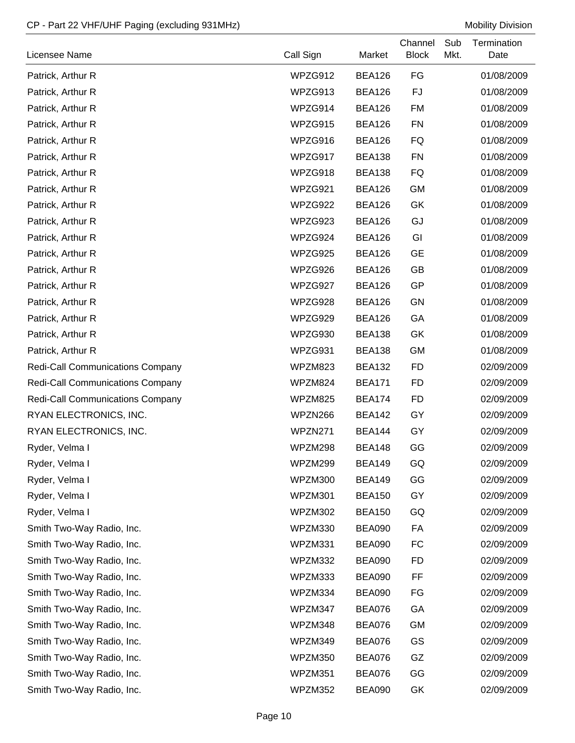| Licensee Name | Call Sign | Market | Channel Block | Sub Mkt. | Termination Date |
|---|---|---|---|---|---|
| Patrick, Arthur R | WPZG912 | BEA126 | FG | | 01/08/2009 |
| Patrick, Arthur R | WPZG913 | BEA126 | FJ | | 01/08/2009 |
| Patrick, Arthur R | WPZG914 | BEA126 | FM | | 01/08/2009 |
| Patrick, Arthur R | WPZG915 | BEA126 | FN | | 01/08/2009 |
| Patrick, Arthur R | WPZG916 | BEA126 | FQ | | 01/08/2009 |
| Patrick, Arthur R | WPZG917 | BEA138 | FN | | 01/08/2009 |
| Patrick, Arthur R | WPZG918 | BEA138 | FQ | | 01/08/2009 |
| Patrick, Arthur R | WPZG921 | BEA126 | GM | | 01/08/2009 |
| Patrick, Arthur R | WPZG922 | BEA126 | GK | | 01/08/2009 |
| Patrick, Arthur R | WPZG923 | BEA126 | GJ | | 01/08/2009 |
| Patrick, Arthur R | WPZG924 | BEA126 | GI | | 01/08/2009 |
| Patrick, Arthur R | WPZG925 | BEA126 | GE | | 01/08/2009 |
| Patrick, Arthur R | WPZG926 | BEA126 | GB | | 01/08/2009 |
| Patrick, Arthur R | WPZG927 | BEA126 | GP | | 01/08/2009 |
| Patrick, Arthur R | WPZG928 | BEA126 | GN | | 01/08/2009 |
| Patrick, Arthur R | WPZG929 | BEA126 | GA | | 01/08/2009 |
| Patrick, Arthur R | WPZG930 | BEA138 | GK | | 01/08/2009 |
| Patrick, Arthur R | WPZG931 | BEA138 | GM | | 01/08/2009 |
| Redi-Call Communications Company | WPZM823 | BEA132 | FD | | 02/09/2009 |
| Redi-Call Communications Company | WPZM824 | BEA171 | FD | | 02/09/2009 |
| Redi-Call Communications Company | WPZM825 | BEA174 | FD | | 02/09/2009 |
| RYAN ELECTRONICS, INC. | WPZN266 | BEA142 | GY | | 02/09/2009 |
| RYAN ELECTRONICS, INC. | WPZN271 | BEA144 | GY | | 02/09/2009 |
| Ryder, Velma I | WPZM298 | BEA148 | GG | | 02/09/2009 |
| Ryder, Velma I | WPZM299 | BEA149 | GQ | | 02/09/2009 |
| Ryder, Velma I | WPZM300 | BEA149 | GG | | 02/09/2009 |
| Ryder, Velma I | WPZM301 | BEA150 | GY | | 02/09/2009 |
| Ryder, Velma I | WPZM302 | BEA150 | GQ | | 02/09/2009 |
| Smith Two-Way Radio, Inc. | WPZM330 | BEA090 | FA | | 02/09/2009 |
| Smith Two-Way Radio, Inc. | WPZM331 | BEA090 | FC | | 02/09/2009 |
| Smith Two-Way Radio, Inc. | WPZM332 | BEA090 | FD | | 02/09/2009 |
| Smith Two-Way Radio, Inc. | WPZM333 | BEA090 | FF | | 02/09/2009 |
| Smith Two-Way Radio, Inc. | WPZM334 | BEA090 | FG | | 02/09/2009 |
| Smith Two-Way Radio, Inc. | WPZM347 | BEA076 | GA | | 02/09/2009 |
| Smith Two-Way Radio, Inc. | WPZM348 | BEA076 | GM | | 02/09/2009 |
| Smith Two-Way Radio, Inc. | WPZM349 | BEA076 | GS | | 02/09/2009 |
| Smith Two-Way Radio, Inc. | WPZM350 | BEA076 | GZ | | 02/09/2009 |
| Smith Two-Way Radio, Inc. | WPZM351 | BEA076 | GG | | 02/09/2009 |
| Smith Two-Way Radio, Inc. | WPZM352 | BEA090 | GK | | 02/09/2009 |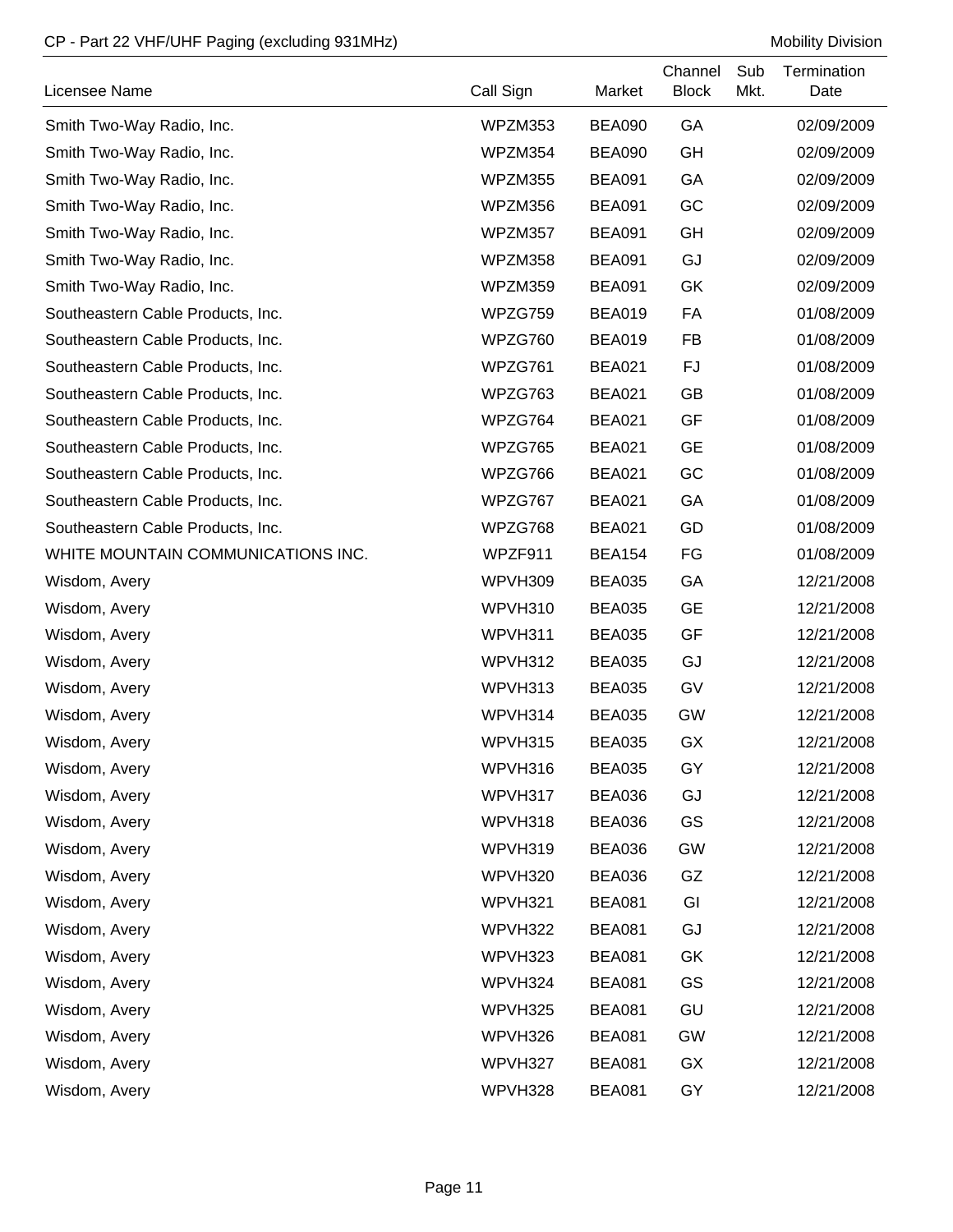| Licensee Name | Call Sign | Market | Channel Block | Sub Mkt. | Termination Date |
|---|---|---|---|---|---|
| Smith Two-Way Radio, Inc. | WPZM353 | BEA090 | GA | | 02/09/2009 |
| Smith Two-Way Radio, Inc. | WPZM354 | BEA090 | GH | | 02/09/2009 |
| Smith Two-Way Radio, Inc. | WPZM355 | BEA091 | GA | | 02/09/2009 |
| Smith Two-Way Radio, Inc. | WPZM356 | BEA091 | GC | | 02/09/2009 |
| Smith Two-Way Radio, Inc. | WPZM357 | BEA091 | GH | | 02/09/2009 |
| Smith Two-Way Radio, Inc. | WPZM358 | BEA091 | GJ | | 02/09/2009 |
| Smith Two-Way Radio, Inc. | WPZM359 | BEA091 | GK | | 02/09/2009 |
| Southeastern Cable Products, Inc. | WPZG759 | BEA019 | FA | | 01/08/2009 |
| Southeastern Cable Products, Inc. | WPZG760 | BEA019 | FB | | 01/08/2009 |
| Southeastern Cable Products, Inc. | WPZG761 | BEA021 | FJ | | 01/08/2009 |
| Southeastern Cable Products, Inc. | WPZG763 | BEA021 | GB | | 01/08/2009 |
| Southeastern Cable Products, Inc. | WPZG764 | BEA021 | GF | | 01/08/2009 |
| Southeastern Cable Products, Inc. | WPZG765 | BEA021 | GE | | 01/08/2009 |
| Southeastern Cable Products, Inc. | WPZG766 | BEA021 | GC | | 01/08/2009 |
| Southeastern Cable Products, Inc. | WPZG767 | BEA021 | GA | | 01/08/2009 |
| Southeastern Cable Products, Inc. | WPZG768 | BEA021 | GD | | 01/08/2009 |
| WHITE MOUNTAIN COMMUNICATIONS INC. | WPZF911 | BEA154 | FG | | 01/08/2009 |
| Wisdom, Avery | WPVH309 | BEA035 | GA | | 12/21/2008 |
| Wisdom, Avery | WPVH310 | BEA035 | GE | | 12/21/2008 |
| Wisdom, Avery | WPVH311 | BEA035 | GF | | 12/21/2008 |
| Wisdom, Avery | WPVH312 | BEA035 | GJ | | 12/21/2008 |
| Wisdom, Avery | WPVH313 | BEA035 | GV | | 12/21/2008 |
| Wisdom, Avery | WPVH314 | BEA035 | GW | | 12/21/2008 |
| Wisdom, Avery | WPVH315 | BEA035 | GX | | 12/21/2008 |
| Wisdom, Avery | WPVH316 | BEA035 | GY | | 12/21/2008 |
| Wisdom, Avery | WPVH317 | BEA036 | GJ | | 12/21/2008 |
| Wisdom, Avery | WPVH318 | BEA036 | GS | | 12/21/2008 |
| Wisdom, Avery | WPVH319 | BEA036 | GW | | 12/21/2008 |
| Wisdom, Avery | WPVH320 | BEA036 | GZ | | 12/21/2008 |
| Wisdom, Avery | WPVH321 | BEA081 | GI | | 12/21/2008 |
| Wisdom, Avery | WPVH322 | BEA081 | GJ | | 12/21/2008 |
| Wisdom, Avery | WPVH323 | BEA081 | GK | | 12/21/2008 |
| Wisdom, Avery | WPVH324 | BEA081 | GS | | 12/21/2008 |
| Wisdom, Avery | WPVH325 | BEA081 | GU | | 12/21/2008 |
| Wisdom, Avery | WPVH326 | BEA081 | GW | | 12/21/2008 |
| Wisdom, Avery | WPVH327 | BEA081 | GX | | 12/21/2008 |
| Wisdom, Avery | WPVH328 | BEA081 | GY | | 12/21/2008 |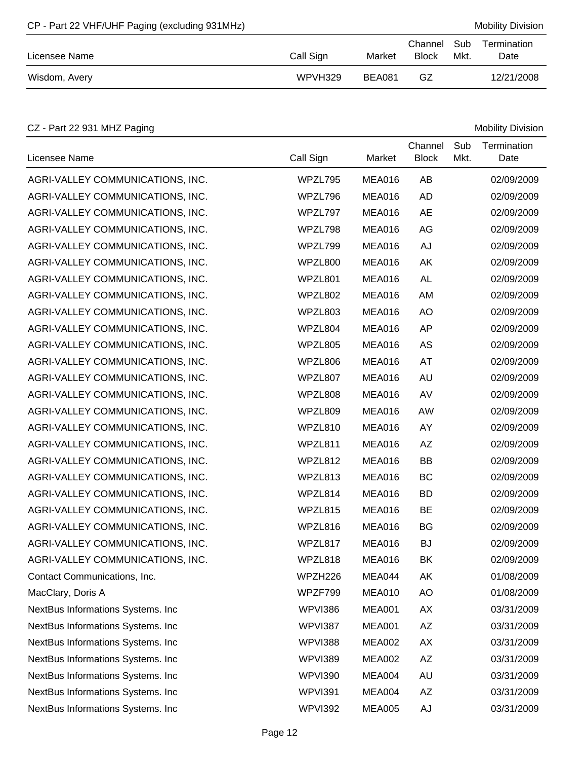CP - Part 22 VHF/UHF Paging (excluding 931MHz) — Mobility Division

| Licensee Name | Call Sign | Market | Channel Block | Sub Mkt. | Termination Date |
|---|---|---|---|---|---|
| Wisdom, Avery | WPVH329 | BEA081 | GZ | | 12/21/2008 |

CZ - Part 22 931 MHZ Paging — Mobility Division

| Licensee Name | Call Sign | Market | Channel Block | Sub Mkt. | Termination Date |
|---|---|---|---|---|---|
| AGRI-VALLEY COMMUNICATIONS, INC. | WPZL795 | MEA016 | AB | | 02/09/2009 |
| AGRI-VALLEY COMMUNICATIONS, INC. | WPZL796 | MEA016 | AD | | 02/09/2009 |
| AGRI-VALLEY COMMUNICATIONS, INC. | WPZL797 | MEA016 | AE | | 02/09/2009 |
| AGRI-VALLEY COMMUNICATIONS, INC. | WPZL798 | MEA016 | AG | | 02/09/2009 |
| AGRI-VALLEY COMMUNICATIONS, INC. | WPZL799 | MEA016 | AJ | | 02/09/2009 |
| AGRI-VALLEY COMMUNICATIONS, INC. | WPZL800 | MEA016 | AK | | 02/09/2009 |
| AGRI-VALLEY COMMUNICATIONS, INC. | WPZL801 | MEA016 | AL | | 02/09/2009 |
| AGRI-VALLEY COMMUNICATIONS, INC. | WPZL802 | MEA016 | AM | | 02/09/2009 |
| AGRI-VALLEY COMMUNICATIONS, INC. | WPZL803 | MEA016 | AO | | 02/09/2009 |
| AGRI-VALLEY COMMUNICATIONS, INC. | WPZL804 | MEA016 | AP | | 02/09/2009 |
| AGRI-VALLEY COMMUNICATIONS, INC. | WPZL805 | MEA016 | AS | | 02/09/2009 |
| AGRI-VALLEY COMMUNICATIONS, INC. | WPZL806 | MEA016 | AT | | 02/09/2009 |
| AGRI-VALLEY COMMUNICATIONS, INC. | WPZL807 | MEA016 | AU | | 02/09/2009 |
| AGRI-VALLEY COMMUNICATIONS, INC. | WPZL808 | MEA016 | AV | | 02/09/2009 |
| AGRI-VALLEY COMMUNICATIONS, INC. | WPZL809 | MEA016 | AW | | 02/09/2009 |
| AGRI-VALLEY COMMUNICATIONS, INC. | WPZL810 | MEA016 | AY | | 02/09/2009 |
| AGRI-VALLEY COMMUNICATIONS, INC. | WPZL811 | MEA016 | AZ | | 02/09/2009 |
| AGRI-VALLEY COMMUNICATIONS, INC. | WPZL812 | MEA016 | BB | | 02/09/2009 |
| AGRI-VALLEY COMMUNICATIONS, INC. | WPZL813 | MEA016 | BC | | 02/09/2009 |
| AGRI-VALLEY COMMUNICATIONS, INC. | WPZL814 | MEA016 | BD | | 02/09/2009 |
| AGRI-VALLEY COMMUNICATIONS, INC. | WPZL815 | MEA016 | BE | | 02/09/2009 |
| AGRI-VALLEY COMMUNICATIONS, INC. | WPZL816 | MEA016 | BG | | 02/09/2009 |
| AGRI-VALLEY COMMUNICATIONS, INC. | WPZL817 | MEA016 | BJ | | 02/09/2009 |
| AGRI-VALLEY COMMUNICATIONS, INC. | WPZL818 | MEA016 | BK | | 02/09/2009 |
| Contact Communications, Inc. | WPZH226 | MEA044 | AK | | 01/08/2009 |
| MacClary, Doris A | WPZF799 | MEA010 | AO | | 01/08/2009 |
| NextBus Informations Systems. Inc | WPVI386 | MEA001 | AX | | 03/31/2009 |
| NextBus Informations Systems. Inc | WPVI387 | MEA001 | AZ | | 03/31/2009 |
| NextBus Informations Systems. Inc | WPVI388 | MEA002 | AX | | 03/31/2009 |
| NextBus Informations Systems. Inc | WPVI389 | MEA002 | AZ | | 03/31/2009 |
| NextBus Informations Systems. Inc | WPVI390 | MEA004 | AU | | 03/31/2009 |
| NextBus Informations Systems. Inc | WPVI391 | MEA004 | AZ | | 03/31/2009 |
| NextBus Informations Systems. Inc | WPVI392 | MEA005 | AJ | | 03/31/2009 |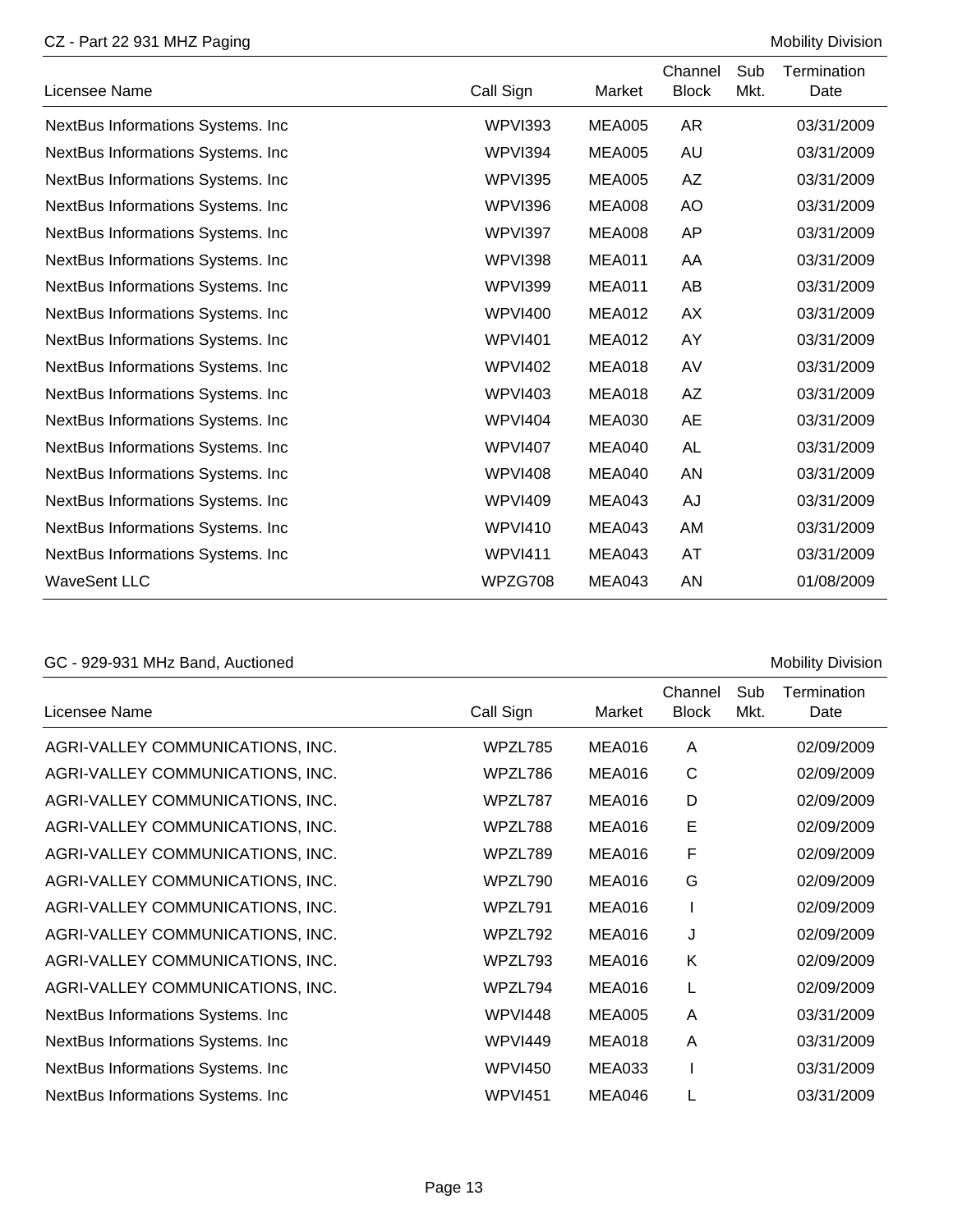## CZ - Part 22 931 MHZ Paging

Mobility Division

| Licensee Name | Call Sign | Market | Channel Block | Sub Mkt. | Termination Date |
|---|---|---|---|---|---|
| NextBus Informations Systems. Inc | WPVI393 | MEA005 | AR | | 03/31/2009 |
| NextBus Informations Systems. Inc | WPVI394 | MEA005 | AU | | 03/31/2009 |
| NextBus Informations Systems. Inc | WPVI395 | MEA005 | AZ | | 03/31/2009 |
| NextBus Informations Systems. Inc | WPVI396 | MEA008 | AO | | 03/31/2009 |
| NextBus Informations Systems. Inc | WPVI397 | MEA008 | AP | | 03/31/2009 |
| NextBus Informations Systems. Inc | WPVI398 | MEA011 | AA | | 03/31/2009 |
| NextBus Informations Systems. Inc | WPVI399 | MEA011 | AB | | 03/31/2009 |
| NextBus Informations Systems. Inc | WPVI400 | MEA012 | AX | | 03/31/2009 |
| NextBus Informations Systems. Inc | WPVI401 | MEA012 | AY | | 03/31/2009 |
| NextBus Informations Systems. Inc | WPVI402 | MEA018 | AV | | 03/31/2009 |
| NextBus Informations Systems. Inc | WPVI403 | MEA018 | AZ | | 03/31/2009 |
| NextBus Informations Systems. Inc | WPVI404 | MEA030 | AE | | 03/31/2009 |
| NextBus Informations Systems. Inc | WPVI407 | MEA040 | AL | | 03/31/2009 |
| NextBus Informations Systems. Inc | WPVI408 | MEA040 | AN | | 03/31/2009 |
| NextBus Informations Systems. Inc | WPVI409 | MEA043 | AJ | | 03/31/2009 |
| NextBus Informations Systems. Inc | WPVI410 | MEA043 | AM | | 03/31/2009 |
| NextBus Informations Systems. Inc | WPVI411 | MEA043 | AT | | 03/31/2009 |
| WaveSent LLC | WPZG708 | MEA043 | AN | | 01/08/2009 |

## GC - 929-931 MHz Band, Auctioned

Mobility Division

| Licensee Name | Call Sign | Market | Channel Block | Sub Mkt. | Termination Date |
|---|---|---|---|---|---|
| AGRI-VALLEY COMMUNICATIONS, INC. | WPZL785 | MEA016 | A | | 02/09/2009 |
| AGRI-VALLEY COMMUNICATIONS, INC. | WPZL786 | MEA016 | C | | 02/09/2009 |
| AGRI-VALLEY COMMUNICATIONS, INC. | WPZL787 | MEA016 | D | | 02/09/2009 |
| AGRI-VALLEY COMMUNICATIONS, INC. | WPZL788 | MEA016 | E | | 02/09/2009 |
| AGRI-VALLEY COMMUNICATIONS, INC. | WPZL789 | MEA016 | F | | 02/09/2009 |
| AGRI-VALLEY COMMUNICATIONS, INC. | WPZL790 | MEA016 | G | | 02/09/2009 |
| AGRI-VALLEY COMMUNICATIONS, INC. | WPZL791 | MEA016 | I | | 02/09/2009 |
| AGRI-VALLEY COMMUNICATIONS, INC. | WPZL792 | MEA016 | J | | 02/09/2009 |
| AGRI-VALLEY COMMUNICATIONS, INC. | WPZL793 | MEA016 | K | | 02/09/2009 |
| AGRI-VALLEY COMMUNICATIONS, INC. | WPZL794 | MEA016 | L | | 02/09/2009 |
| NextBus Informations Systems. Inc | WPVI448 | MEA005 | A | | 03/31/2009 |
| NextBus Informations Systems. Inc | WPVI449 | MEA018 | A | | 03/31/2009 |
| NextBus Informations Systems. Inc | WPVI450 | MEA033 | I | | 03/31/2009 |
| NextBus Informations Systems. Inc | WPVI451 | MEA046 | L | | 03/31/2009 |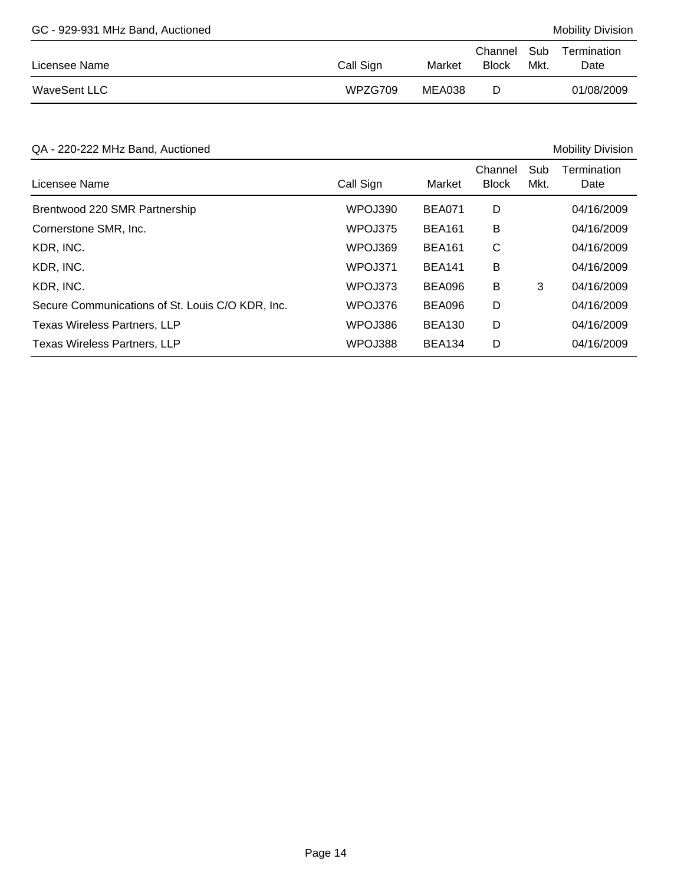GC - 929-931 MHz Band, Auctioned — Mobility Division

| Licensee Name | Call Sign | Market | Channel Block | Sub Mkt. | Termination Date |
|---|---|---|---|---|---|
| WaveSent LLC | WPZG709 | MEA038 | D | | 01/08/2009 |

QA - 220-222 MHz Band, Auctioned — Mobility Division

| Licensee Name | Call Sign | Market | Channel Block | Sub Mkt. | Termination Date |
|---|---|---|---|---|---|
| Brentwood 220 SMR Partnership | WPOJ390 | BEA071 | D | | 04/16/2009 |
| Cornerstone SMR, Inc. | WPOJ375 | BEA161 | B | | 04/16/2009 |
| KDR, INC. | WPOJ369 | BEA161 | C | | 04/16/2009 |
| KDR, INC. | WPOJ371 | BEA141 | B | | 04/16/2009 |
| KDR, INC. | WPOJ373 | BEA096 | B | 3 | 04/16/2009 |
| Secure Communications of St. Louis C/O KDR, Inc. | WPOJ376 | BEA096 | D | | 04/16/2009 |
| Texas Wireless Partners, LLP | WPOJ386 | BEA130 | D | | 04/16/2009 |
| Texas Wireless Partners, LLP | WPOJ388 | BEA134 | D | | 04/16/2009 |